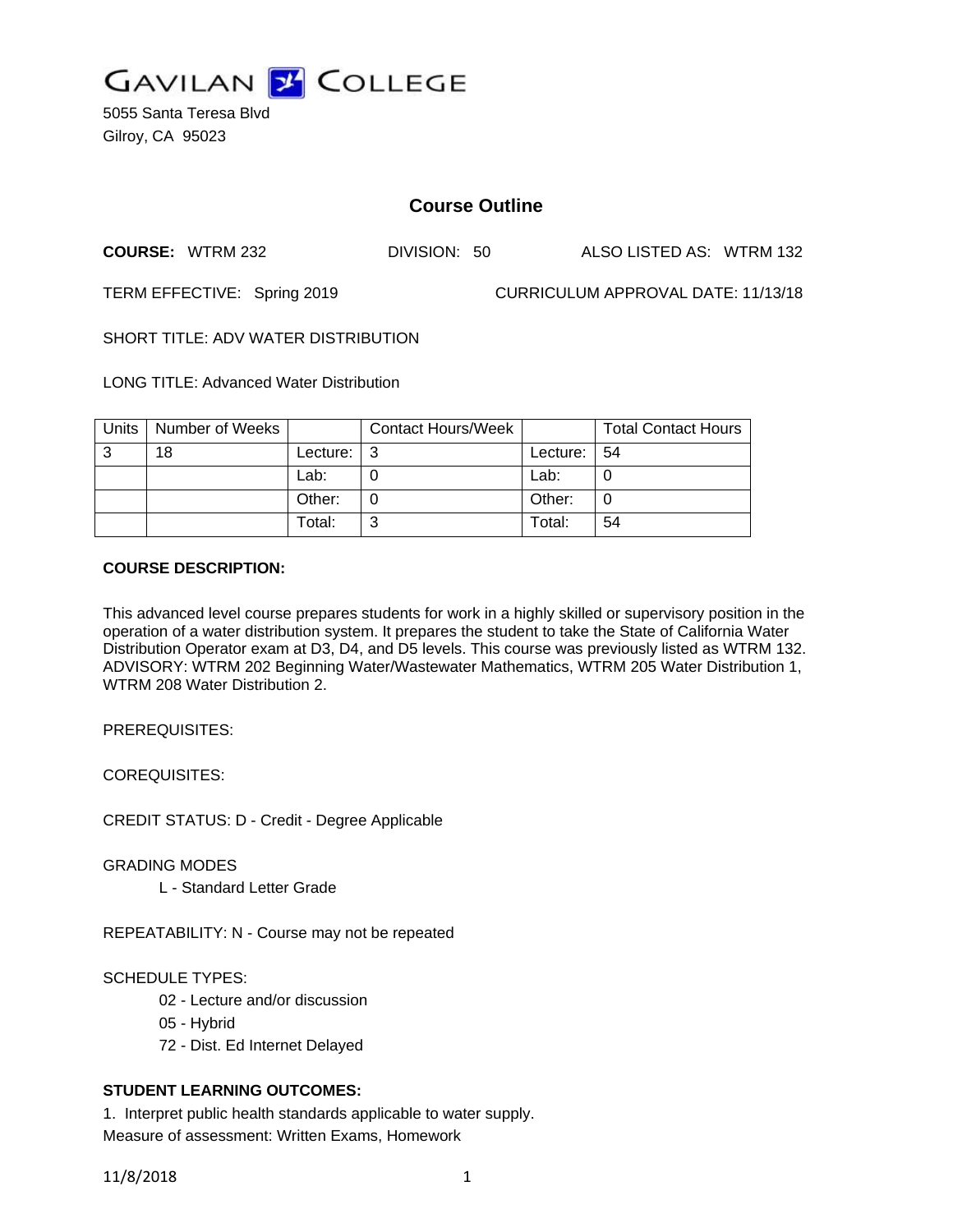# GAVILAN COLLEGE

5055 Santa Teresa Blvd
Gilroy, CA 95023

## Course Outline

**COURSE:** WTRM 232 DIVISION: 50 ALSO LISTED AS: WTRM 132

TERM EFFECTIVE: Spring 2019 CURRICULUM APPROVAL DATE: 11/13/18

SHORT TITLE: ADV WATER DISTRIBUTION

LONG TITLE: Advanced Water Distribution

| Units | Number of Weeks | | Contact Hours/Week | | Total Contact Hours |
|---|---|---|---|---|---|
| 3 | 18 | Lecture: | 3 | Lecture: | 54 |
| | | Lab: | 0 | Lab: | 0 |
| | | Other: | 0 | Other: | 0 |
| | | Total: | 3 | Total: | 54 |

**COURSE DESCRIPTION:**

This advanced level course prepares students for work in a highly skilled or supervisory position in the operation of a water distribution system. It prepares the student to take the State of California Water Distribution Operator exam at D3, D4, and D5 levels. This course was previously listed as WTRM 132. ADVISORY: WTRM 202 Beginning Water/Wastewater Mathematics, WTRM 205 Water Distribution 1, WTRM 208 Water Distribution 2.

PREREQUISITES:

COREQUISITES:

CREDIT STATUS: D - Credit - Degree Applicable

GRADING MODES

L - Standard Letter Grade

REPEATABILITY: N - Course may not be repeated

SCHEDULE TYPES:

02 - Lecture and/or discussion
05 - Hybrid
72 - Dist. Ed Internet Delayed

**STUDENT LEARNING OUTCOMES:**

1. Interpret public health standards applicable to water supply.
Measure of assessment: Written Exams, Homework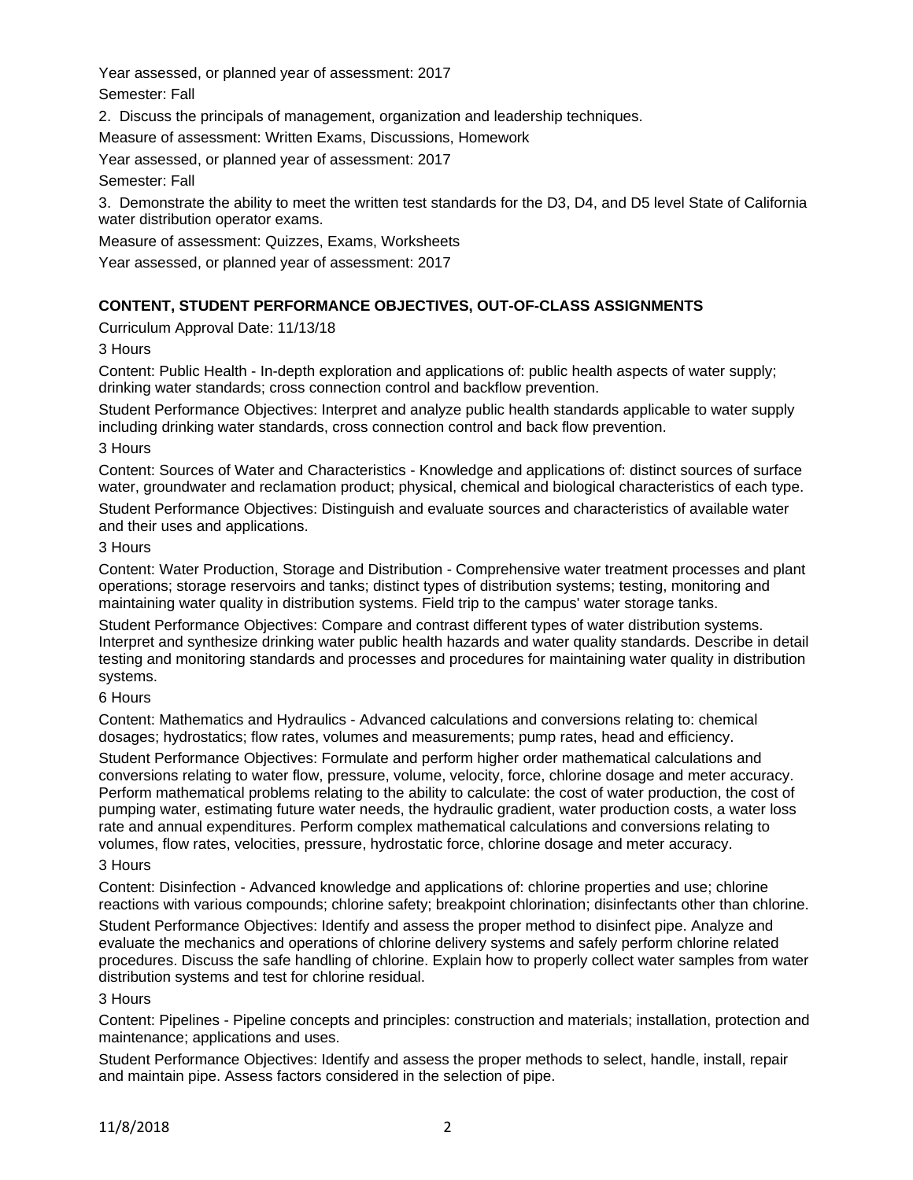Year assessed, or planned year of assessment: 2017

Semester: Fall

2. Discuss the principals of management, organization and leadership techniques.

Measure of assessment: Written Exams, Discussions, Homework

Year assessed, or planned year of assessment: 2017

Semester: Fall

3. Demonstrate the ability to meet the written test standards for the D3, D4, and D5 level State of California water distribution operator exams.

Measure of assessment: Quizzes, Exams, Worksheets

Year assessed, or planned year of assessment: 2017

**CONTENT, STUDENT PERFORMANCE OBJECTIVES, OUT-OF-CLASS ASSIGNMENTS**

Curriculum Approval Date: 11/13/18

3 Hours

Content: Public Health - In-depth exploration and applications of: public health aspects of water supply; drinking water standards; cross connection control and backflow prevention.

Student Performance Objectives: Interpret and analyze public health standards applicable to water supply including drinking water standards, cross connection control and back flow prevention.

3 Hours

Content: Sources of Water and Characteristics - Knowledge and applications of: distinct sources of surface water, groundwater and reclamation product; physical, chemical and biological characteristics of each type.

Student Performance Objectives: Distinguish and evaluate sources and characteristics of available water and their uses and applications.

3 Hours

Content: Water Production, Storage and Distribution - Comprehensive water treatment processes and plant operations; storage reservoirs and tanks; distinct types of distribution systems; testing, monitoring and maintaining water quality in distribution systems. Field trip to the campus' water storage tanks.

Student Performance Objectives: Compare and contrast different types of water distribution systems. Interpret and synthesize drinking water public health hazards and water quality standards. Describe in detail testing and monitoring standards and processes and procedures for maintaining water quality in distribution systems.

6 Hours

Content: Mathematics and Hydraulics - Advanced calculations and conversions relating to: chemical dosages; hydrostatics; flow rates, volumes and measurements; pump rates, head and efficiency.

Student Performance Objectives: Formulate and perform higher order mathematical calculations and conversions relating to water flow, pressure, volume, velocity, force, chlorine dosage and meter accuracy. Perform mathematical problems relating to the ability to calculate: the cost of water production, the cost of pumping water, estimating future water needs, the hydraulic gradient, water production costs, a water loss rate and annual expenditures. Perform complex mathematical calculations and conversions relating to volumes, flow rates, velocities, pressure, hydrostatic force, chlorine dosage and meter accuracy.

3 Hours

Content: Disinfection - Advanced knowledge and applications of: chlorine properties and use; chlorine reactions with various compounds; chlorine safety; breakpoint chlorination; disinfectants other than chlorine.

Student Performance Objectives: Identify and assess the proper method to disinfect pipe. Analyze and evaluate the mechanics and operations of chlorine delivery systems and safely perform chlorine related procedures. Discuss the safe handling of chlorine. Explain how to properly collect water samples from water distribution systems and test for chlorine residual.

3 Hours

Content: Pipelines - Pipeline concepts and principles: construction and materials; installation, protection and maintenance; applications and uses.

Student Performance Objectives: Identify and assess the proper methods to select, handle, install, repair and maintain pipe. Assess factors considered in the selection of pipe.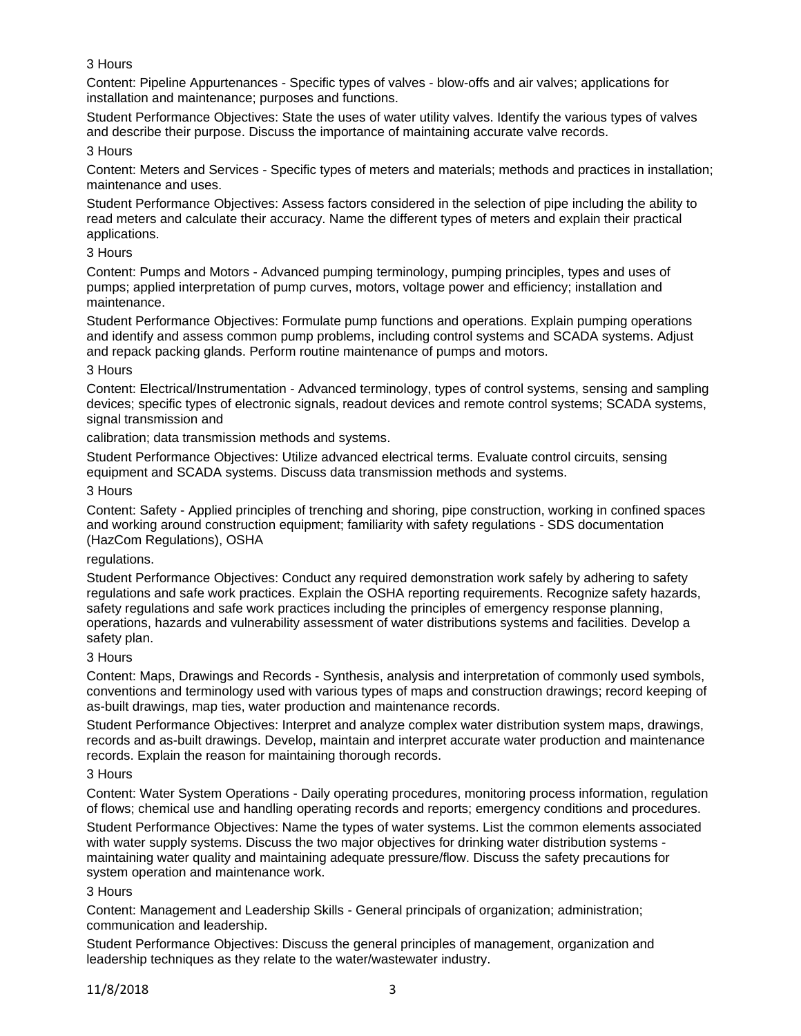3 Hours

Content: Pipeline Appurtenances - Specific types of valves - blow-offs and air valves; applications for installation and maintenance; purposes and functions.

Student Performance Objectives: State the uses of water utility valves. Identify the various types of valves and describe their purpose. Discuss the importance of maintaining accurate valve records.

3 Hours

Content: Meters and Services - Specific types of meters and materials; methods and practices in installation; maintenance and uses.

Student Performance Objectives: Assess factors considered in the selection of pipe including the ability to read meters and calculate their accuracy. Name the different types of meters and explain their practical applications.

3 Hours

Content: Pumps and Motors - Advanced pumping terminology, pumping principles, types and uses of pumps; applied interpretation of pump curves, motors, voltage power and efficiency; installation and maintenance.

Student Performance Objectives: Formulate pump functions and operations. Explain pumping operations and identify and assess common pump problems, including control systems and SCADA systems. Adjust and repack packing glands. Perform routine maintenance of pumps and motors.

3 Hours

Content: Electrical/Instrumentation - Advanced terminology, types of control systems, sensing and sampling devices; specific types of electronic signals, readout devices and remote control systems; SCADA systems, signal transmission and calibration; data transmission methods and systems.

Student Performance Objectives: Utilize advanced electrical terms. Evaluate control circuits, sensing equipment and SCADA systems. Discuss data transmission methods and systems.

3 Hours

Content: Safety - Applied principles of trenching and shoring, pipe construction, working in confined spaces and working around construction equipment; familiarity with safety regulations - SDS documentation (HazCom Regulations), OSHA regulations.

Student Performance Objectives: Conduct any required demonstration work safely by adhering to safety regulations and safe work practices. Explain the OSHA reporting requirements. Recognize safety hazards, safety regulations and safe work practices including the principles of emergency response planning, operations, hazards and vulnerability assessment of water distributions systems and facilities. Develop a safety plan.

3 Hours

Content: Maps, Drawings and Records - Synthesis, analysis and interpretation of commonly used symbols, conventions and terminology used with various types of maps and construction drawings; record keeping of as-built drawings, map ties, water production and maintenance records.

Student Performance Objectives: Interpret and analyze complex water distribution system maps, drawings, records and as-built drawings. Develop, maintain and interpret accurate water production and maintenance records. Explain the reason for maintaining thorough records.

3 Hours

Content: Water System Operations - Daily operating procedures, monitoring process information, regulation of flows; chemical use and handling operating records and reports; emergency conditions and procedures.

Student Performance Objectives: Name the types of water systems. List the common elements associated with water supply systems. Discuss the two major objectives for drinking water distribution systems - maintaining water quality and maintaining adequate pressure/flow. Discuss the safety precautions for system operation and maintenance work.

3 Hours

Content: Management and Leadership Skills - General principals of organization; administration; communication and leadership.

Student Performance Objectives: Discuss the general principles of management, organization and leadership techniques as they relate to the water/wastewater industry.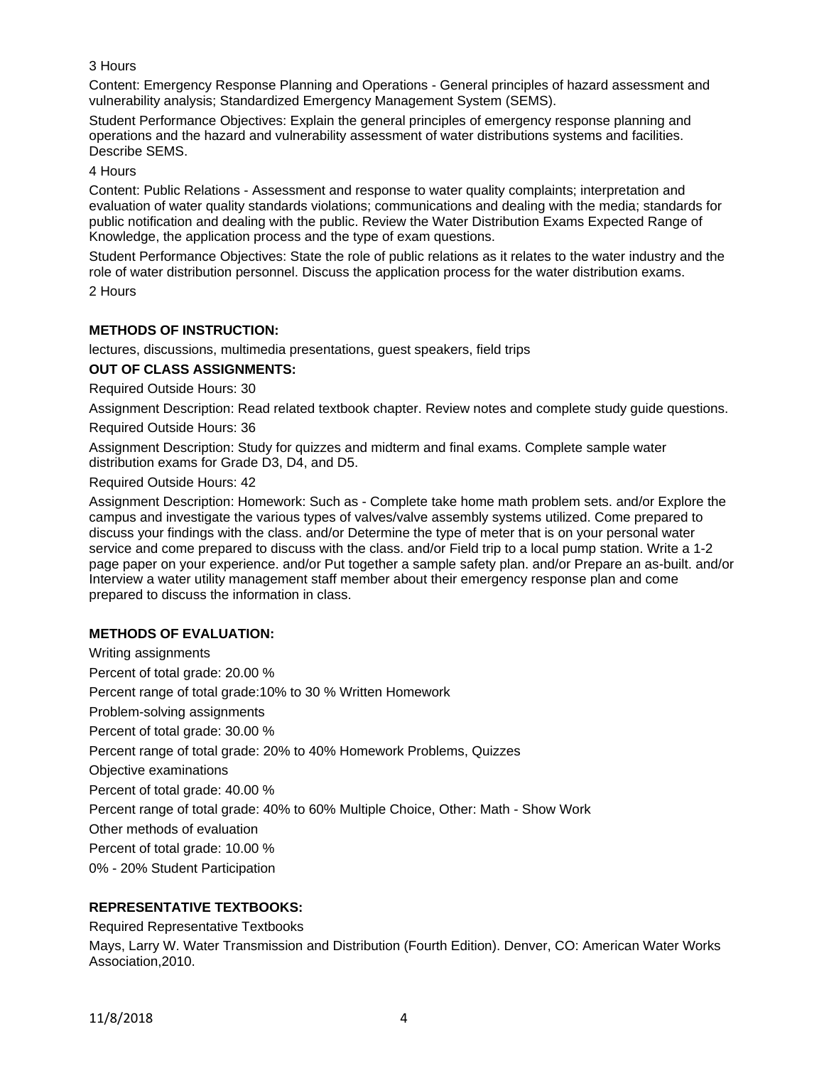3 Hours

Content: Emergency Response Planning and Operations - General principles of hazard assessment and vulnerability analysis; Standardized Emergency Management System (SEMS).

Student Performance Objectives: Explain the general principles of emergency response planning and operations and the hazard and vulnerability assessment of water distributions systems and facilities. Describe SEMS.

4 Hours

Content: Public Relations - Assessment and response to water quality complaints; interpretation and evaluation of water quality standards violations; communications and dealing with the media; standards for public notification and dealing with the public. Review the Water Distribution Exams Expected Range of Knowledge, the application process and the type of exam questions.

Student Performance Objectives: State the role of public relations as it relates to the water industry and the role of water distribution personnel. Discuss the application process for the water distribution exams.

2 Hours

**METHODS OF INSTRUCTION:**

lectures, discussions, multimedia presentations, guest speakers, field trips

**OUT OF CLASS ASSIGNMENTS:**

Required Outside Hours: 30

Assignment Description: Read related textbook chapter. Review notes and complete study guide questions.

Required Outside Hours: 36

Assignment Description: Study for quizzes and midterm and final exams. Complete sample water distribution exams for Grade D3, D4, and D5.

Required Outside Hours: 42

Assignment Description: Homework: Such as - Complete take home math problem sets. and/or Explore the campus and investigate the various types of valves/valve assembly systems utilized. Come prepared to discuss your findings with the class. and/or Determine the type of meter that is on your personal water service and come prepared to discuss with the class. and/or Field trip to a local pump station. Write a 1-2 page paper on your experience. and/or Put together a sample safety plan. and/or Prepare an as-built. and/or Interview a water utility management staff member about their emergency response plan and come prepared to discuss the information in class.

**METHODS OF EVALUATION:**

Writing assignments

Percent of total grade: 20.00 %

Percent range of total grade:10% to 30 % Written Homework

Problem-solving assignments

Percent of total grade: 30.00 %

Percent range of total grade: 20% to 40% Homework Problems, Quizzes

Objective examinations

Percent of total grade: 40.00 %

Percent range of total grade: 40% to 60% Multiple Choice, Other: Math - Show Work

Other methods of evaluation

Percent of total grade: 10.00 %

0% - 20% Student Participation

**REPRESENTATIVE TEXTBOOKS:**

Required Representative Textbooks

Mays, Larry W. Water Transmission and Distribution (Fourth Edition). Denver, CO: American Water Works Association,2010.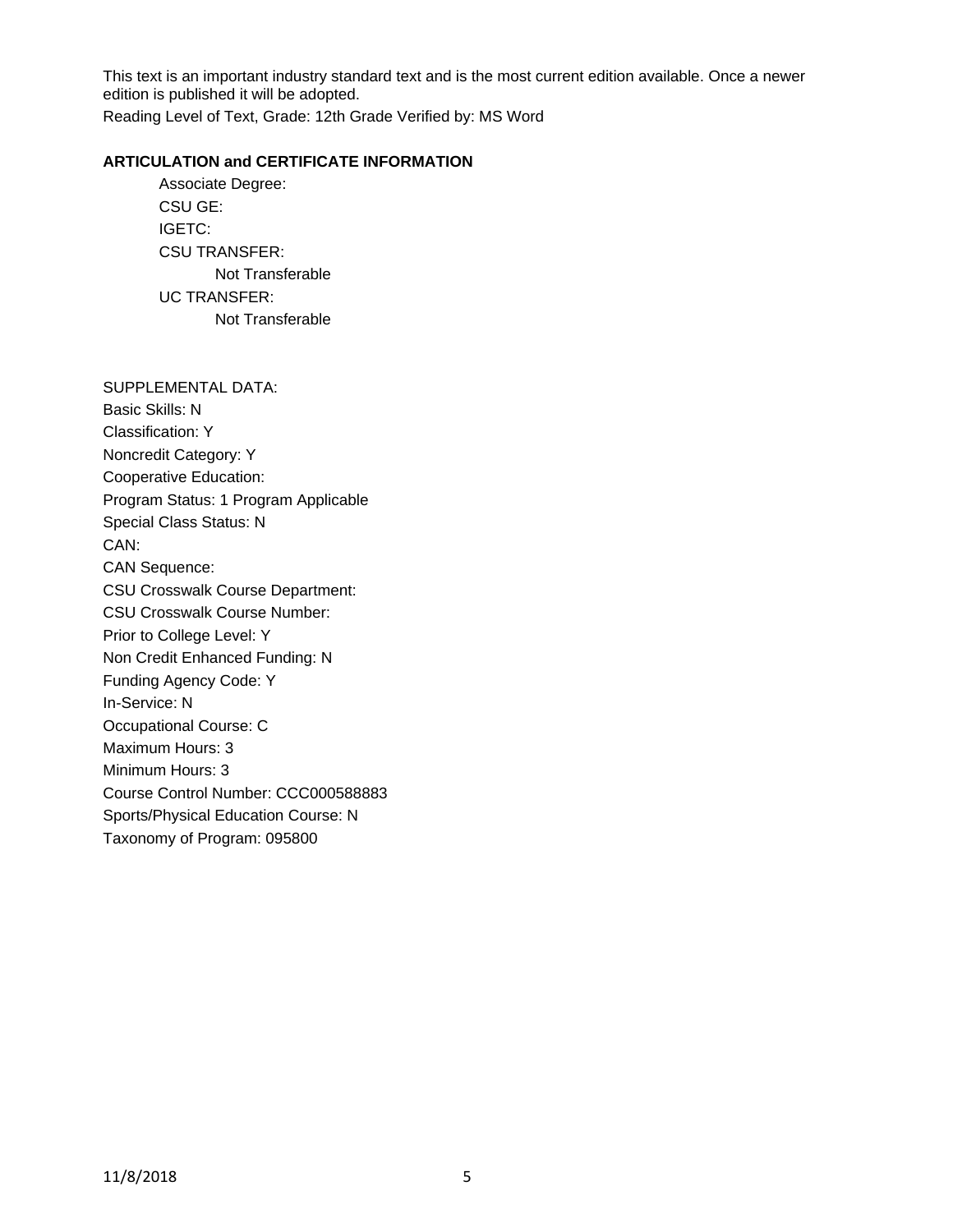This text is an important industry standard text and is the most current edition available. Once a newer edition is published it will be adopted.

Reading Level of Text, Grade: 12th Grade Verified by: MS Word

**ARTICULATION and CERTIFICATE INFORMATION**

Associate Degree:
CSU GE:
IGETC:
CSU TRANSFER:
Not Transferable
UC TRANSFER:
Not Transferable

SUPPLEMENTAL DATA:
Basic Skills: N
Classification: Y
Noncredit Category: Y
Cooperative Education:
Program Status: 1 Program Applicable
Special Class Status: N
CAN:
CAN Sequence:
CSU Crosswalk Course Department:
CSU Crosswalk Course Number:
Prior to College Level: Y
Non Credit Enhanced Funding: N
Funding Agency Code: Y
In-Service: N
Occupational Course: C
Maximum Hours: 3
Minimum Hours: 3
Course Control Number: CCC000588883
Sports/Physical Education Course: N
Taxonomy of Program: 095800